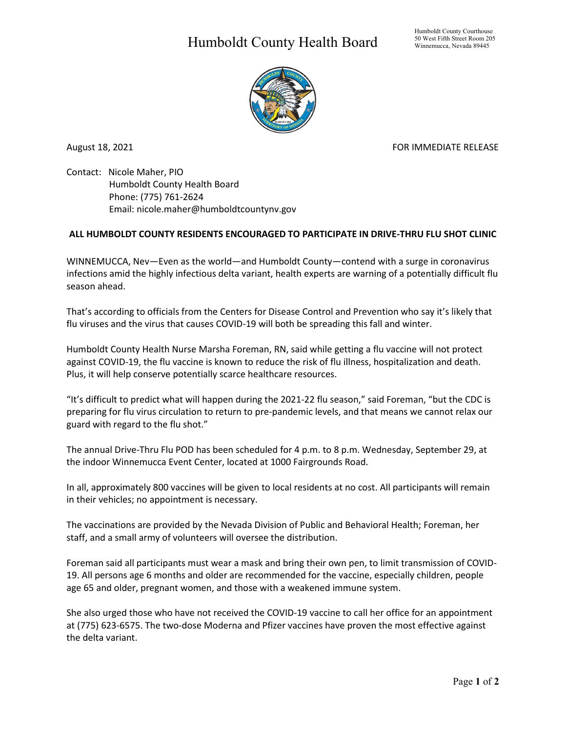# Humboldt County Health Board

Humboldt County Courthouse
50 West Fifth Street Room 205
Winnemucca, Nevada 89445

August 18, 2021 FOR IMMEDIATE RELEASE

Contact: Nicole Maher, PIO
Humboldt County Health Board
Phone: (775) 761-2624
Email: nicole.maher@humboldtcountynv.gov

**ALL HUMBOLDT COUNTY RESIDENTS ENCOURAGED TO PARTICIPATE IN DRIVE-THRU FLU SHOT CLINIC**

WINNEMUCCA, Nev—Even as the world—and Humboldt County—contend with a surge in coronavirus infections amid the highly infectious delta variant, health experts are warning of a potentially difficult flu season ahead.

That's according to officials from the Centers for Disease Control and Prevention who say it's likely that flu viruses and the virus that causes COVID-19 will both be spreading this fall and winter.

Humboldt County Health Nurse Marsha Foreman, RN, said while getting a flu vaccine will not protect against COVID-19, the flu vaccine is known to reduce the risk of flu illness, hospitalization and death. Plus, it will help conserve potentially scarce healthcare resources.

"It's difficult to predict what will happen during the 2021-22 flu season," said Foreman, "but the CDC is preparing for flu virus circulation to return to pre-pandemic levels, and that means we cannot relax our guard with regard to the flu shot."

The annual Drive-Thru Flu POD has been scheduled for 4 p.m. to 8 p.m. Wednesday, September 29, at the indoor Winnemucca Event Center, located at 1000 Fairgrounds Road.

In all, approximately 800 vaccines will be given to local residents at no cost. All participants will remain in their vehicles; no appointment is necessary.

The vaccinations are provided by the Nevada Division of Public and Behavioral Health; Foreman, her staff, and a small army of volunteers will oversee the distribution.

Foreman said all participants must wear a mask and bring their own pen, to limit transmission of COVID-19. All persons age 6 months and older are recommended for the vaccine, especially children, people age 65 and older, pregnant women, and those with a weakened immune system.

She also urged those who have not received the COVID-19 vaccine to call her office for an appointment at (775) 623-6575. The two-dose Moderna and Pfizer vaccines have proven the most effective against the delta variant.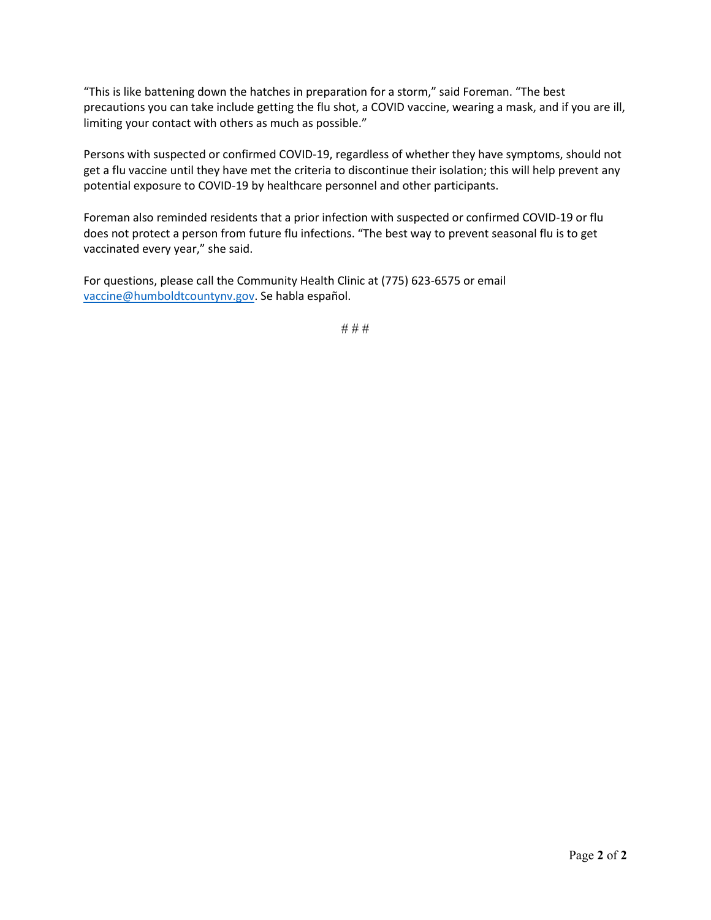"This is like battening down the hatches in preparation for a storm," said Foreman. "The best precautions you can take include getting the flu shot, a COVID vaccine, wearing a mask, and if you are ill, limiting your contact with others as much as possible."

Persons with suspected or confirmed COVID-19, regardless of whether they have symptoms, should not get a flu vaccine until they have met the criteria to discontinue their isolation; this will help prevent any potential exposure to COVID-19 by healthcare personnel and other participants.

Foreman also reminded residents that a prior infection with suspected or confirmed COVID-19 or flu does not protect a person from future flu infections. "The best way to prevent seasonal flu is to get vaccinated every year," she said.

For questions, please call the Community Health Clinic at (775) 623-6575 or email vaccine@humboldtcountynv.gov. Se habla español.

# # #